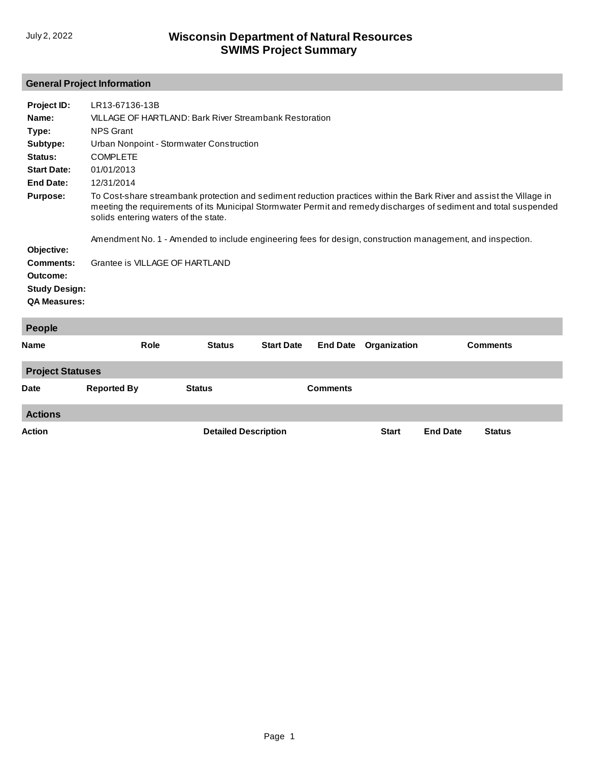July 2, 2022

# Wisconsin Department of Natural Resources
# SWIMS Project Summary

## General Project Information

**Project ID:** LR13-67136-13B

**Name:** VILLAGE OF HARTLAND: Bark River Streambank Restoration

**Type:** NPS Grant

**Subtype:** Urban Nonpoint - Stormwater Construction

**Status:** COMPLETE

**Start Date:** 01/01/2013

**End Date:** 12/31/2014

**Purpose:** To Cost-share streambank protection and sediment reduction practices within the Bark River and assist the Village in meeting the requirements of its Municipal Stormwater Permit and remedy discharges of sediment and total suspended solids entering waters of the state.

Amendment No. 1 - Amended to include engineering fees for design, construction management, and inspection.

**Objective:**

**Comments:** Grantee is VILLAGE OF HARTLAND

**Outcome:**

**Study Design:**

**QA Measures:**

## People

| Name | Role | Status | Start Date | End Date | Organization | Comments |
|---|---|---|---|---|---|---|

## Project Statuses

| Date | Reported By | Status | Comments |
|---|---|---|---|

## Actions

| Action | Detailed Description | Start | End Date | Status |
|---|---|---|---|---|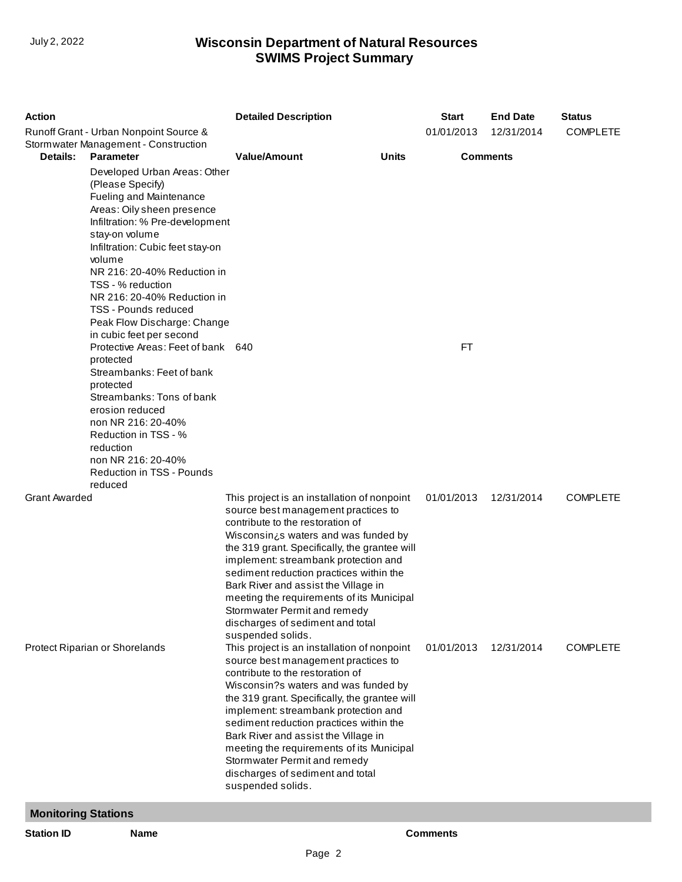| Action | Detailed Description | Start | End Date | Status |
|---|---|---|---|---|
| Runoff Grant - Urban Nonpoint Source & Stormwater Management - Construction | | 01/01/2013 | 12/31/2014 | COMPLETE |

| Details: | Parameter | Value/Amount | Units | Comments |
|---|---|---|---|---|
| | Developed Urban Areas: Other (Please Specify) | | | |
| | Fueling and Maintenance Areas: Oily sheen presence | | | |
| | Infiltration: % Pre-development stay-on volume | | | |
| | Infiltration: Cubic feet stay-on volume | | | |
| | NR 216: 20-40% Reduction in TSS - % reduction | | | |
| | NR 216: 20-40% Reduction in TSS - Pounds reduced | | | |
| | Peak Flow Discharge: Change in cubic feet per second | | | |
| | Protective Areas: Feet of bank protected | 640 | FT | |
| | Streambanks: Feet of bank protected | | | |
| | Streambanks: Tons of bank erosion reduced | | | |
| | non NR 216: 20-40% Reduction in TSS - % reduction | | | |
| | non NR 216: 20-40% Reduction in TSS - Pounds reduced | | | |

| Action | Detailed Description | Start | End Date | Status |
|---|---|---|---|---|
| Grant Awarded | This project is an installation of nonpoint source best management practices to contribute to the restoration of Wisconsin¿s waters and was funded by the 319 grant. Specifically, the grantee will implement: streambank protection and sediment reduction practices within the Bark River and assist the Village in meeting the requirements of its Municipal Stormwater Permit and remedy discharges of sediment and total suspended solids. | 01/01/2013 | 12/31/2014 | COMPLETE |
| Protect Riparian or Shorelands | This project is an installation of nonpoint source best management practices to contribute to the restoration of Wisconsin?s waters and was funded by the 319 grant. Specifically, the grantee will implement: streambank protection and sediment reduction practices within the Bark River and assist the Village in meeting the requirements of its Municipal Stormwater Permit and remedy discharges of sediment and total suspended solids. | 01/01/2013 | 12/31/2014 | COMPLETE |

## Monitoring Stations

| Station ID | Name | Comments |
|---|---|---|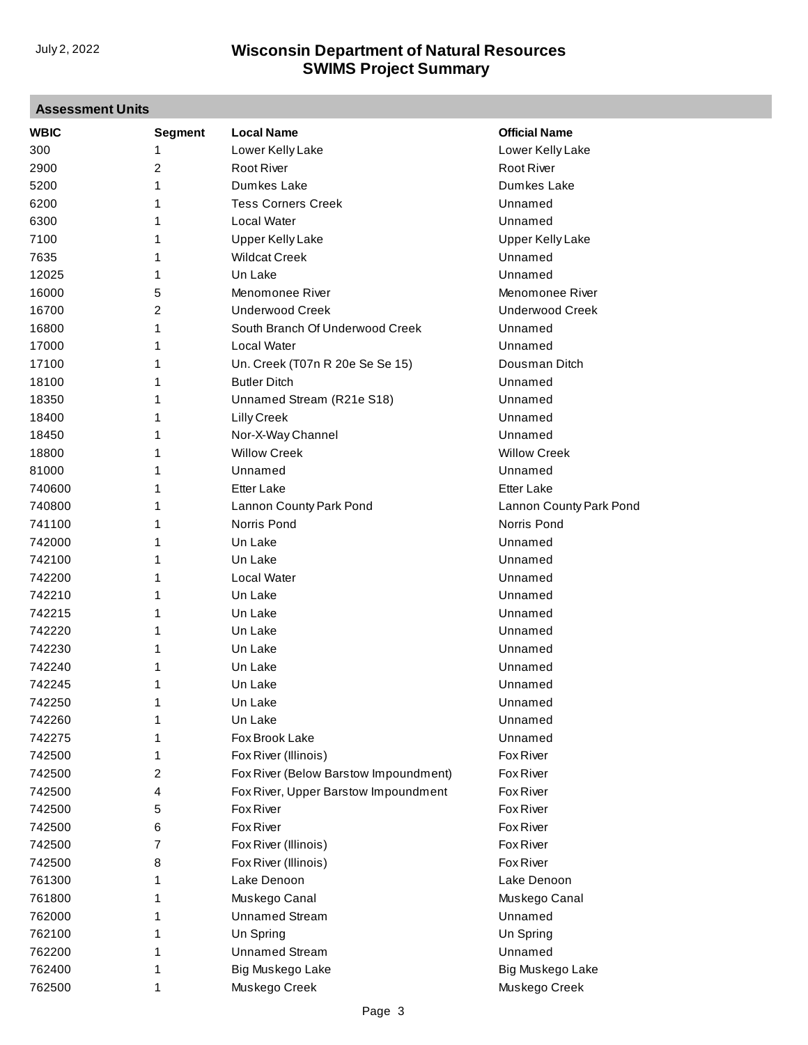## Assessment Units

| WBIC | Segment | Local Name | Official Name |
|---|---|---|---|
| 300 | 1 | Lower Kelly Lake | Lower Kelly Lake |
| 2900 | 2 | Root River | Root River |
| 5200 | 1 | Dumkes Lake | Dumkes Lake |
| 6200 | 1 | Tess Corners Creek | Unnamed |
| 6300 | 1 | Local Water | Unnamed |
| 7100 | 1 | Upper Kelly Lake | Upper Kelly Lake |
| 7635 | 1 | Wildcat Creek | Unnamed |
| 12025 | 1 | Un Lake | Unnamed |
| 16000 | 5 | Menomonee River | Menomonee River |
| 16700 | 2 | Underwood Creek | Underwood Creek |
| 16800 | 1 | South Branch Of Underwood Creek | Unnamed |
| 17000 | 1 | Local Water | Unnamed |
| 17100 | 1 | Un. Creek (T07n R 20e Se Se 15) | Dousman Ditch |
| 18100 | 1 | Butler Ditch | Unnamed |
| 18350 | 1 | Unnamed Stream (R21e S18) | Unnamed |
| 18400 | 1 | Lilly Creek | Unnamed |
| 18450 | 1 | Nor-X-Way Channel | Unnamed |
| 18800 | 1 | Willow Creek | Willow Creek |
| 81000 | 1 | Unnamed | Unnamed |
| 740600 | 1 | Etter Lake | Etter Lake |
| 740800 | 1 | Lannon County Park Pond | Lannon County Park Pond |
| 741100 | 1 | Norris Pond | Norris Pond |
| 742000 | 1 | Un Lake | Unnamed |
| 742100 | 1 | Un Lake | Unnamed |
| 742200 | 1 | Local Water | Unnamed |
| 742210 | 1 | Un Lake | Unnamed |
| 742215 | 1 | Un Lake | Unnamed |
| 742220 | 1 | Un Lake | Unnamed |
| 742230 | 1 | Un Lake | Unnamed |
| 742240 | 1 | Un Lake | Unnamed |
| 742245 | 1 | Un Lake | Unnamed |
| 742250 | 1 | Un Lake | Unnamed |
| 742260 | 1 | Un Lake | Unnamed |
| 742275 | 1 | Fox Brook Lake | Unnamed |
| 742500 | 1 | Fox River (Illinois) | Fox River |
| 742500 | 2 | Fox River (Below Barstow Impoundment) | Fox River |
| 742500 | 4 | Fox River, Upper Barstow Impoundment | Fox River |
| 742500 | 5 | Fox River | Fox River |
| 742500 | 6 | Fox River | Fox River |
| 742500 | 7 | Fox River (Illinois) | Fox River |
| 742500 | 8 | Fox River (Illinois) | Fox River |
| 761300 | 1 | Lake Denoon | Lake Denoon |
| 761800 | 1 | Muskego Canal | Muskego Canal |
| 762000 | 1 | Unnamed Stream | Unnamed |
| 762100 | 1 | Un Spring | Un Spring |
| 762200 | 1 | Unnamed Stream | Unnamed |
| 762400 | 1 | Big Muskego Lake | Big Muskego Lake |
| 762500 | 1 | Muskego Creek | Muskego Creek |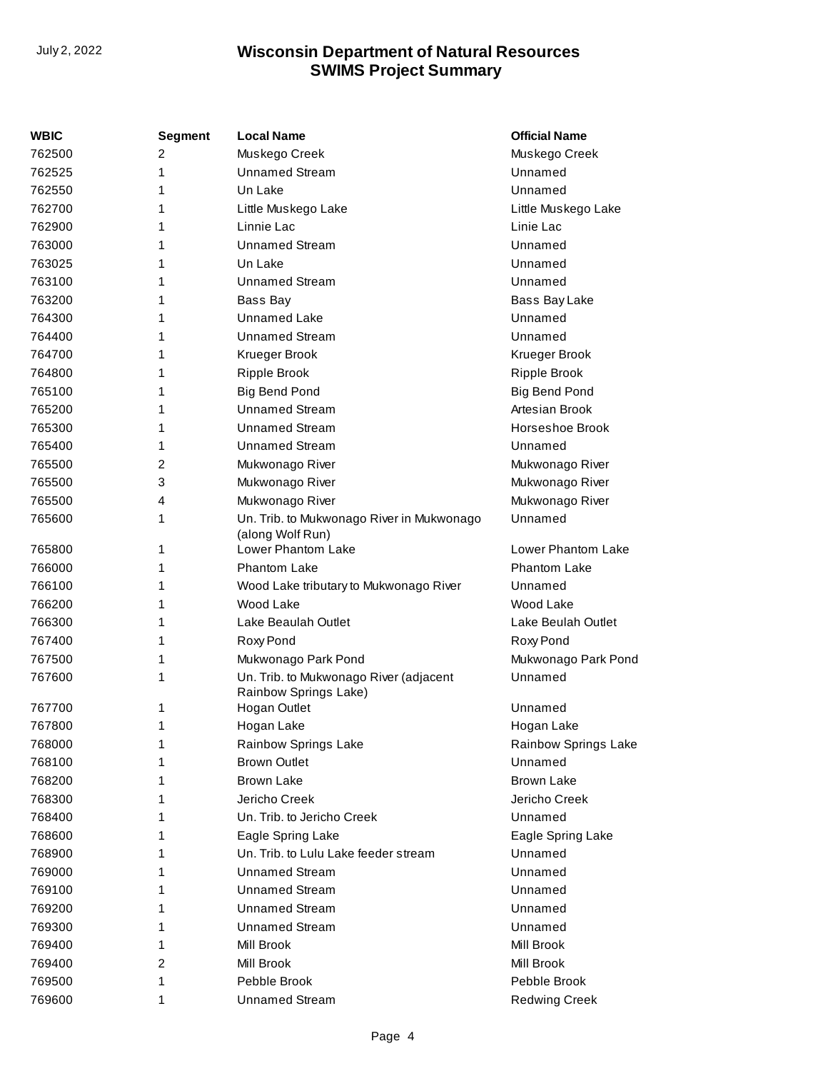| WBIC | Segment | Local Name | Official Name |
|---|---|---|---|
| 762500 | 2 | Muskego Creek | Muskego Creek |
| 762525 | 1 | Unnamed Stream | Unnamed |
| 762550 | 1 | Un Lake | Unnamed |
| 762700 | 1 | Little Muskego Lake | Little Muskego Lake |
| 762900 | 1 | Linnie Lac | Linie Lac |
| 763000 | 1 | Unnamed Stream | Unnamed |
| 763025 | 1 | Un Lake | Unnamed |
| 763100 | 1 | Unnamed Stream | Unnamed |
| 763200 | 1 | Bass Bay | Bass Bay Lake |
| 764300 | 1 | Unnamed Lake | Unnamed |
| 764400 | 1 | Unnamed Stream | Unnamed |
| 764700 | 1 | Krueger Brook | Krueger Brook |
| 764800 | 1 | Ripple Brook | Ripple Brook |
| 765100 | 1 | Big Bend Pond | Big Bend Pond |
| 765200 | 1 | Unnamed Stream | Artesian Brook |
| 765300 | 1 | Unnamed Stream | Horseshoe Brook |
| 765400 | 1 | Unnamed Stream | Unnamed |
| 765500 | 2 | Mukwonago River | Mukwonago River |
| 765500 | 3 | Mukwonago River | Mukwonago River |
| 765500 | 4 | Mukwonago River | Mukwonago River |
| 765600 | 1 | Un. Trib. to Mukwonago River in Mukwonago (along Wolf Run) | Unnamed |
| 765800 | 1 | Lower Phantom Lake | Lower Phantom Lake |
| 766000 | 1 | Phantom Lake | Phantom Lake |
| 766100 | 1 | Wood Lake tributary to Mukwonago River | Unnamed |
| 766200 | 1 | Wood Lake | Wood Lake |
| 766300 | 1 | Lake Beaulah Outlet | Lake Beulah Outlet |
| 767400 | 1 | Roxy Pond | Roxy Pond |
| 767500 | 1 | Mukwonago Park Pond | Mukwonago Park Pond |
| 767600 | 1 | Un. Trib. to Mukwonago River (adjacent Rainbow Springs Lake) | Unnamed |
| 767700 | 1 | Hogan Outlet | Unnamed |
| 767800 | 1 | Hogan Lake | Hogan Lake |
| 768000 | 1 | Rainbow Springs Lake | Rainbow Springs Lake |
| 768100 | 1 | Brown Outlet | Unnamed |
| 768200 | 1 | Brown Lake | Brown Lake |
| 768300 | 1 | Jericho Creek | Jericho Creek |
| 768400 | 1 | Un. Trib. to Jericho Creek | Unnamed |
| 768600 | 1 | Eagle Spring Lake | Eagle Spring Lake |
| 768900 | 1 | Un. Trib. to Lulu Lake feeder stream | Unnamed |
| 769000 | 1 | Unnamed Stream | Unnamed |
| 769100 | 1 | Unnamed Stream | Unnamed |
| 769200 | 1 | Unnamed Stream | Unnamed |
| 769300 | 1 | Unnamed Stream | Unnamed |
| 769400 | 1 | Mill Brook | Mill Brook |
| 769400 | 2 | Mill Brook | Mill Brook |
| 769500 | 1 | Pebble Brook | Pebble Brook |
| 769600 | 1 | Unnamed Stream | Redwing Creek |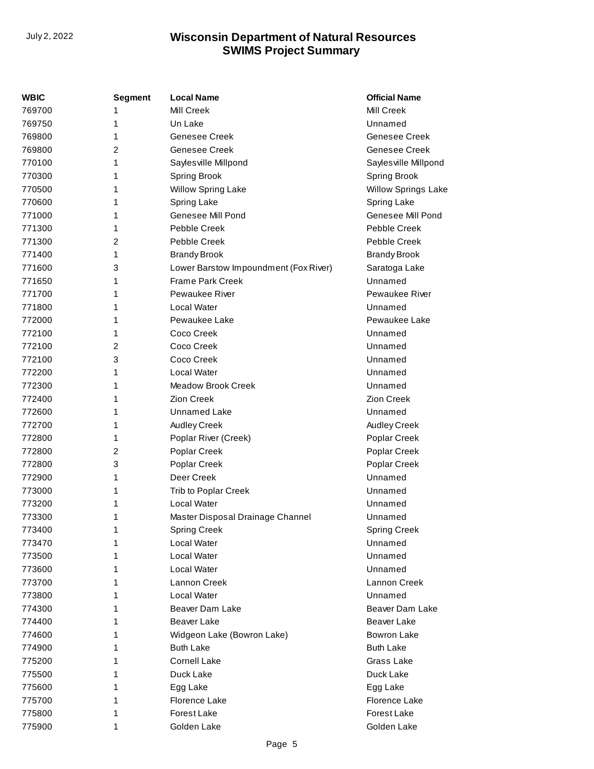| WBIC | Segment | Local Name | Official Name |
| --- | --- | --- | --- |
| 769700 | 1 | Mill Creek | Mill Creek |
| 769750 | 1 | Un Lake | Unnamed |
| 769800 | 1 | Genesee Creek | Genesee Creek |
| 769800 | 2 | Genesee Creek | Genesee Creek |
| 770100 | 1 | Saylesville Millpond | Saylesville Millpond |
| 770300 | 1 | Spring Brook | Spring Brook |
| 770500 | 1 | Willow Spring Lake | Willow Springs Lake |
| 770600 | 1 | Spring Lake | Spring Lake |
| 771000 | 1 | Genesee Mill Pond | Genesee Mill Pond |
| 771300 | 1 | Pebble Creek | Pebble Creek |
| 771300 | 2 | Pebble Creek | Pebble Creek |
| 771400 | 1 | Brandy Brook | Brandy Brook |
| 771600 | 3 | Lower Barstow Impoundment (Fox River) | Saratoga Lake |
| 771650 | 1 | Frame Park Creek | Unnamed |
| 771700 | 1 | Pewaukee River | Pewaukee River |
| 771800 | 1 | Local Water | Unnamed |
| 772000 | 1 | Pewaukee Lake | Pewaukee Lake |
| 772100 | 1 | Coco Creek | Unnamed |
| 772100 | 2 | Coco Creek | Unnamed |
| 772100 | 3 | Coco Creek | Unnamed |
| 772200 | 1 | Local Water | Unnamed |
| 772300 | 1 | Meadow Brook Creek | Unnamed |
| 772400 | 1 | Zion Creek | Zion Creek |
| 772600 | 1 | Unnamed Lake | Unnamed |
| 772700 | 1 | Audley Creek | Audley Creek |
| 772800 | 1 | Poplar River (Creek) | Poplar Creek |
| 772800 | 2 | Poplar Creek | Poplar Creek |
| 772800 | 3 | Poplar Creek | Poplar Creek |
| 772900 | 1 | Deer Creek | Unnamed |
| 773000 | 1 | Trib to Poplar Creek | Unnamed |
| 773200 | 1 | Local Water | Unnamed |
| 773300 | 1 | Master Disposal Drainage Channel | Unnamed |
| 773400 | 1 | Spring Creek | Spring Creek |
| 773470 | 1 | Local Water | Unnamed |
| 773500 | 1 | Local Water | Unnamed |
| 773600 | 1 | Local Water | Unnamed |
| 773700 | 1 | Lannon Creek | Lannon Creek |
| 773800 | 1 | Local Water | Unnamed |
| 774300 | 1 | Beaver Dam Lake | Beaver Dam Lake |
| 774400 | 1 | Beaver Lake | Beaver Lake |
| 774600 | 1 | Widgeon Lake (Bowron Lake) | Bowron Lake |
| 774900 | 1 | Buth Lake | Buth Lake |
| 775200 | 1 | Cornell Lake | Grass Lake |
| 775500 | 1 | Duck Lake | Duck Lake |
| 775600 | 1 | Egg Lake | Egg Lake |
| 775700 | 1 | Florence Lake | Florence Lake |
| 775800 | 1 | Forest Lake | Forest Lake |
| 775900 | 1 | Golden Lake | Golden Lake |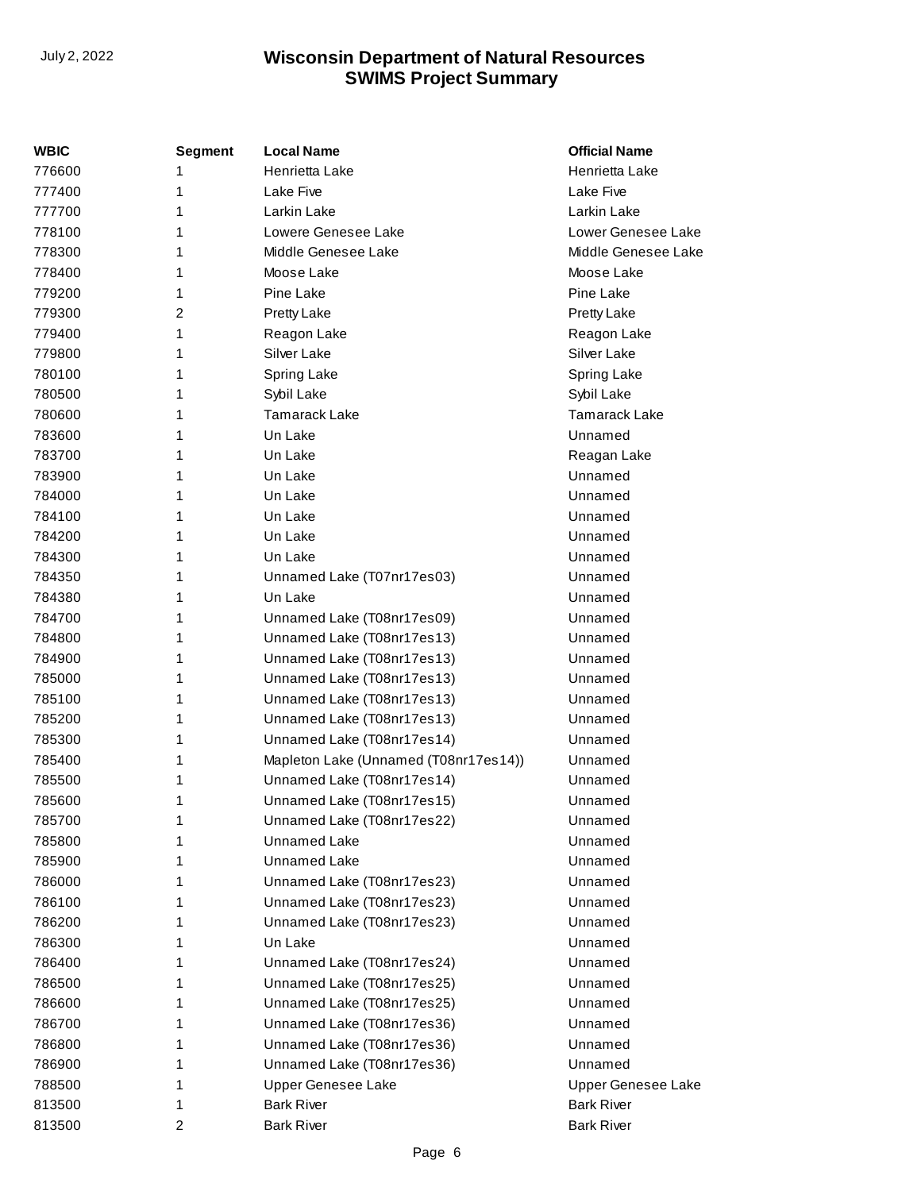| WBIC | Segment | Local Name | Official Name |
|---|---|---|---|
| 776600 | 1 | Henrietta Lake | Henrietta Lake |
| 777400 | 1 | Lake Five | Lake Five |
| 777700 | 1 | Larkin Lake | Larkin Lake |
| 778100 | 1 | Lowere Genesee Lake | Lower Genesee Lake |
| 778300 | 1 | Middle Genesee Lake | Middle Genesee Lake |
| 778400 | 1 | Moose Lake | Moose Lake |
| 779200 | 1 | Pine Lake | Pine Lake |
| 779300 | 2 | Pretty Lake | Pretty Lake |
| 779400 | 1 | Reagon Lake | Reagon Lake |
| 779800 | 1 | Silver Lake | Silver Lake |
| 780100 | 1 | Spring Lake | Spring Lake |
| 780500 | 1 | Sybil Lake | Sybil Lake |
| 780600 | 1 | Tamarack Lake | Tamarack Lake |
| 783600 | 1 | Un Lake | Unnamed |
| 783700 | 1 | Un Lake | Reagan Lake |
| 783900 | 1 | Un Lake | Unnamed |
| 784000 | 1 | Un Lake | Unnamed |
| 784100 | 1 | Un Lake | Unnamed |
| 784200 | 1 | Un Lake | Unnamed |
| 784300 | 1 | Un Lake | Unnamed |
| 784350 | 1 | Unnamed Lake (T07nr17es03) | Unnamed |
| 784380 | 1 | Un Lake | Unnamed |
| 784700 | 1 | Unnamed Lake (T08nr17es09) | Unnamed |
| 784800 | 1 | Unnamed Lake (T08nr17es13) | Unnamed |
| 784900 | 1 | Unnamed Lake (T08nr17es13) | Unnamed |
| 785000 | 1 | Unnamed Lake (T08nr17es13) | Unnamed |
| 785100 | 1 | Unnamed Lake (T08nr17es13) | Unnamed |
| 785200 | 1 | Unnamed Lake (T08nr17es13) | Unnamed |
| 785300 | 1 | Unnamed Lake (T08nr17es14) | Unnamed |
| 785400 | 1 | Mapleton Lake (Unnamed (T08nr17es14)) | Unnamed |
| 785500 | 1 | Unnamed Lake (T08nr17es14) | Unnamed |
| 785600 | 1 | Unnamed Lake (T08nr17es15) | Unnamed |
| 785700 | 1 | Unnamed Lake (T08nr17es22) | Unnamed |
| 785800 | 1 | Unnamed Lake | Unnamed |
| 785900 | 1 | Unnamed Lake | Unnamed |
| 786000 | 1 | Unnamed Lake (T08nr17es23) | Unnamed |
| 786100 | 1 | Unnamed Lake (T08nr17es23) | Unnamed |
| 786200 | 1 | Unnamed Lake (T08nr17es23) | Unnamed |
| 786300 | 1 | Un Lake | Unnamed |
| 786400 | 1 | Unnamed Lake (T08nr17es24) | Unnamed |
| 786500 | 1 | Unnamed Lake (T08nr17es25) | Unnamed |
| 786600 | 1 | Unnamed Lake (T08nr17es25) | Unnamed |
| 786700 | 1 | Unnamed Lake (T08nr17es36) | Unnamed |
| 786800 | 1 | Unnamed Lake (T08nr17es36) | Unnamed |
| 786900 | 1 | Unnamed Lake (T08nr17es36) | Unnamed |
| 788500 | 1 | Upper Genesee Lake | Upper Genesee Lake |
| 813500 | 1 | Bark River | Bark River |
| 813500 | 2 | Bark River | Bark River |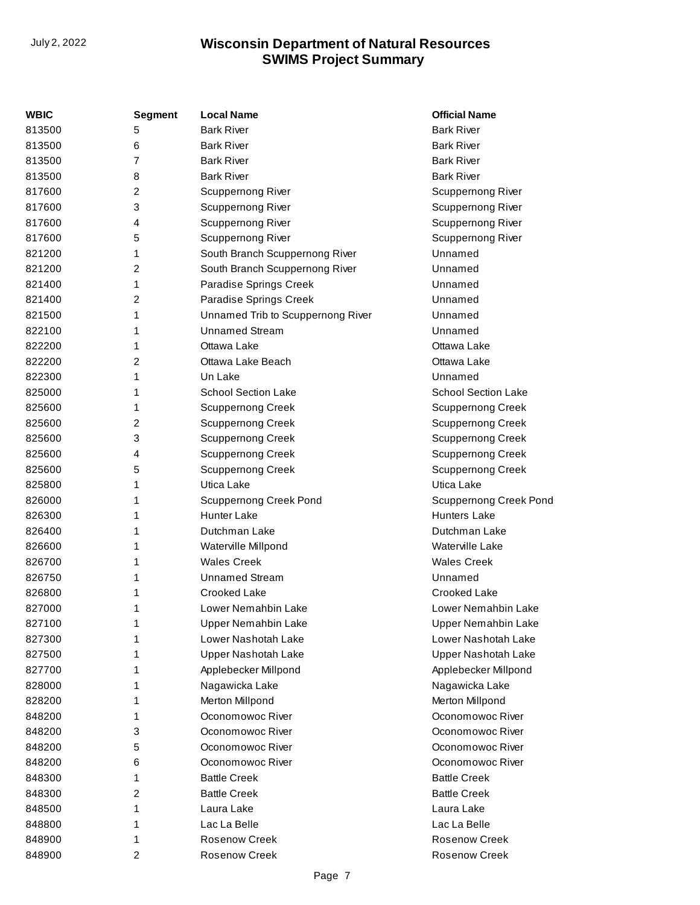| WBIC | Segment | Local Name | Official Name |
|---|---|---|---|
| 813500 | 5 | Bark River | Bark River |
| 813500 | 6 | Bark River | Bark River |
| 813500 | 7 | Bark River | Bark River |
| 813500 | 8 | Bark River | Bark River |
| 817600 | 2 | Scuppernong River | Scuppernong River |
| 817600 | 3 | Scuppernong River | Scuppernong River |
| 817600 | 4 | Scuppernong River | Scuppernong River |
| 817600 | 5 | Scuppernong River | Scuppernong River |
| 821200 | 1 | South Branch Scuppernong River | Unnamed |
| 821200 | 2 | South Branch Scuppernong River | Unnamed |
| 821400 | 1 | Paradise Springs Creek | Unnamed |
| 821400 | 2 | Paradise Springs Creek | Unnamed |
| 821500 | 1 | Unnamed Trib to Scuppernong River | Unnamed |
| 822100 | 1 | Unnamed Stream | Unnamed |
| 822200 | 1 | Ottawa Lake | Ottawa Lake |
| 822200 | 2 | Ottawa Lake Beach | Ottawa Lake |
| 822300 | 1 | Un Lake | Unnamed |
| 825000 | 1 | School Section Lake | School Section Lake |
| 825600 | 1 | Scuppernong Creek | Scuppernong Creek |
| 825600 | 2 | Scuppernong Creek | Scuppernong Creek |
| 825600 | 3 | Scuppernong Creek | Scuppernong Creek |
| 825600 | 4 | Scuppernong Creek | Scuppernong Creek |
| 825600 | 5 | Scuppernong Creek | Scuppernong Creek |
| 825800 | 1 | Utica Lake | Utica Lake |
| 826000 | 1 | Scuppernong Creek Pond | Scuppernong Creek Pond |
| 826300 | 1 | Hunter Lake | Hunters Lake |
| 826400 | 1 | Dutchman Lake | Dutchman Lake |
| 826600 | 1 | Waterville Millpond | Waterville Lake |
| 826700 | 1 | Wales Creek | Wales Creek |
| 826750 | 1 | Unnamed Stream | Unnamed |
| 826800 | 1 | Crooked Lake | Crooked Lake |
| 827000 | 1 | Lower Nemahbin Lake | Lower Nemahbin Lake |
| 827100 | 1 | Upper Nemahbin Lake | Upper Nemahbin Lake |
| 827300 | 1 | Lower Nashotah Lake | Lower Nashotah Lake |
| 827500 | 1 | Upper Nashotah Lake | Upper Nashotah Lake |
| 827700 | 1 | Applebecker Millpond | Applebecker Millpond |
| 828000 | 1 | Nagawicka Lake | Nagawicka Lake |
| 828200 | 1 | Merton Millpond | Merton Millpond |
| 848200 | 1 | Oconomowoc River | Oconomowoc River |
| 848200 | 3 | Oconomowoc River | Oconomowoc River |
| 848200 | 5 | Oconomowoc River | Oconomowoc River |
| 848200 | 6 | Oconomowoc River | Oconomowoc River |
| 848300 | 1 | Battle Creek | Battle Creek |
| 848300 | 2 | Battle Creek | Battle Creek |
| 848500 | 1 | Laura Lake | Laura Lake |
| 848800 | 1 | Lac La Belle | Lac La Belle |
| 848900 | 1 | Rosenow Creek | Rosenow Creek |
| 848900 | 2 | Rosenow Creek | Rosenow Creek |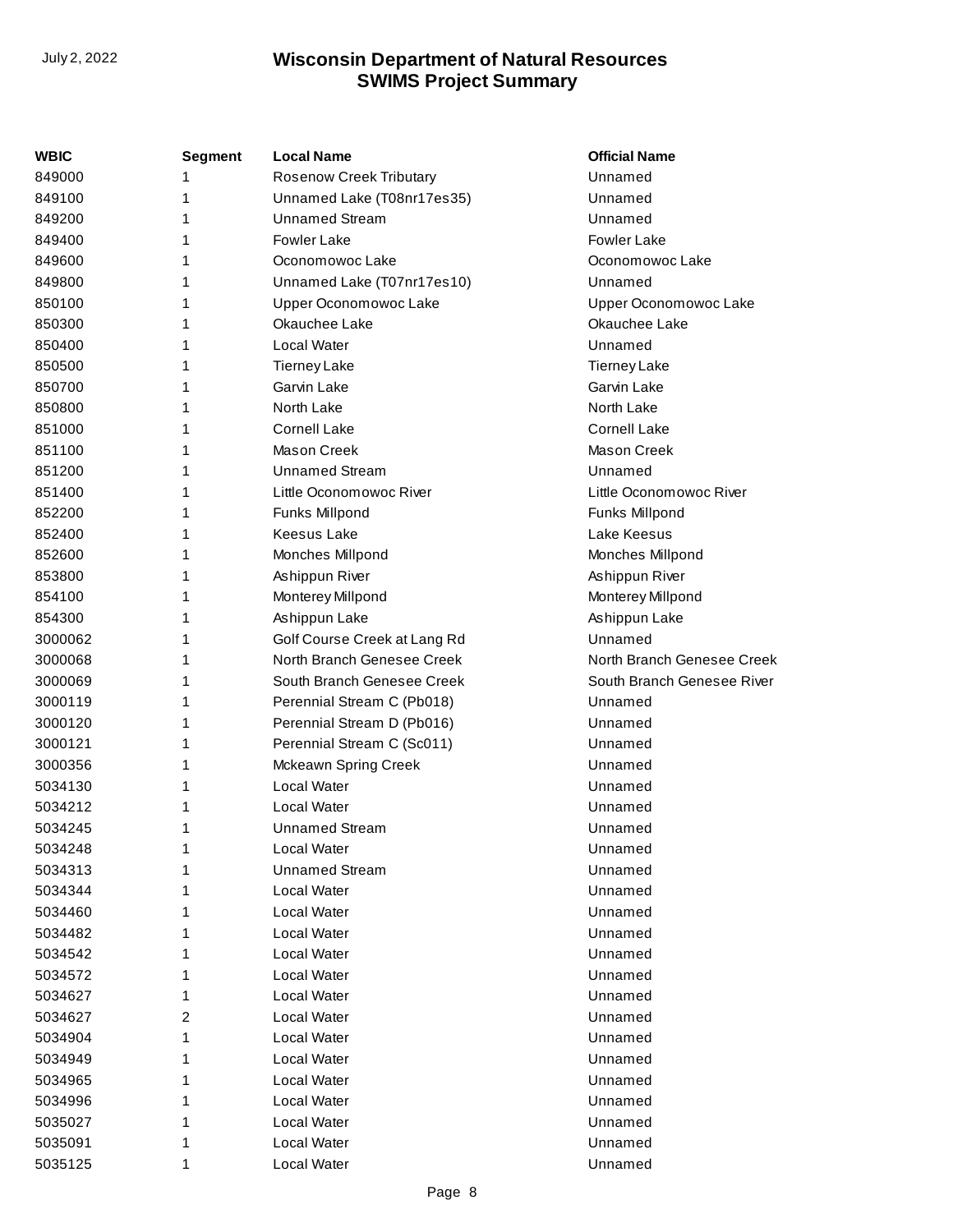# Wisconsin Department of Natural Resources
## SWIMS Project Summary

| WBIC | Segment | Local Name | Official Name |
|---|---|---|---|
| 849000 | 1 | Rosenow Creek Tributary | Unnamed |
| 849100 | 1 | Unnamed Lake (T08nr17es35) | Unnamed |
| 849200 | 1 | Unnamed Stream | Unnamed |
| 849400 | 1 | Fowler Lake | Fowler Lake |
| 849600 | 1 | Oconomowoc Lake | Oconomowoc Lake |
| 849800 | 1 | Unnamed Lake (T07nr17es10) | Unnamed |
| 850100 | 1 | Upper Oconomowoc Lake | Upper Oconomowoc Lake |
| 850300 | 1 | Okauchee Lake | Okauchee Lake |
| 850400 | 1 | Local Water | Unnamed |
| 850500 | 1 | Tierney Lake | Tierney Lake |
| 850700 | 1 | Garvin Lake | Garvin Lake |
| 850800 | 1 | North Lake | North Lake |
| 851000 | 1 | Cornell Lake | Cornell Lake |
| 851100 | 1 | Mason Creek | Mason Creek |
| 851200 | 1 | Unnamed Stream | Unnamed |
| 851400 | 1 | Little Oconomowoc River | Little Oconomowoc River |
| 852200 | 1 | Funks Millpond | Funks Millpond |
| 852400 | 1 | Keesus Lake | Lake Keesus |
| 852600 | 1 | Monches Millpond | Monches Millpond |
| 853800 | 1 | Ashippun River | Ashippun River |
| 854100 | 1 | Monterey Millpond | Monterey Millpond |
| 854300 | 1 | Ashippun Lake | Ashippun Lake |
| 3000062 | 1 | Golf Course Creek at Lang Rd | Unnamed |
| 3000068 | 1 | North Branch Genesee Creek | North Branch Genesee Creek |
| 3000069 | 1 | South Branch Genesee Creek | South Branch Genesee River |
| 3000119 | 1 | Perennial Stream C (Pb018) | Unnamed |
| 3000120 | 1 | Perennial Stream D (Pb016) | Unnamed |
| 3000121 | 1 | Perennial Stream C (Sc011) | Unnamed |
| 3000356 | 1 | Mckeawn Spring Creek | Unnamed |
| 5034130 | 1 | Local Water | Unnamed |
| 5034212 | 1 | Local Water | Unnamed |
| 5034245 | 1 | Unnamed Stream | Unnamed |
| 5034248 | 1 | Local Water | Unnamed |
| 5034313 | 1 | Unnamed Stream | Unnamed |
| 5034344 | 1 | Local Water | Unnamed |
| 5034460 | 1 | Local Water | Unnamed |
| 5034482 | 1 | Local Water | Unnamed |
| 5034542 | 1 | Local Water | Unnamed |
| 5034572 | 1 | Local Water | Unnamed |
| 5034627 | 1 | Local Water | Unnamed |
| 5034627 | 2 | Local Water | Unnamed |
| 5034904 | 1 | Local Water | Unnamed |
| 5034949 | 1 | Local Water | Unnamed |
| 5034965 | 1 | Local Water | Unnamed |
| 5034996 | 1 | Local Water | Unnamed |
| 5035027 | 1 | Local Water | Unnamed |
| 5035091 | 1 | Local Water | Unnamed |
| 5035125 | 1 | Local Water | Unnamed |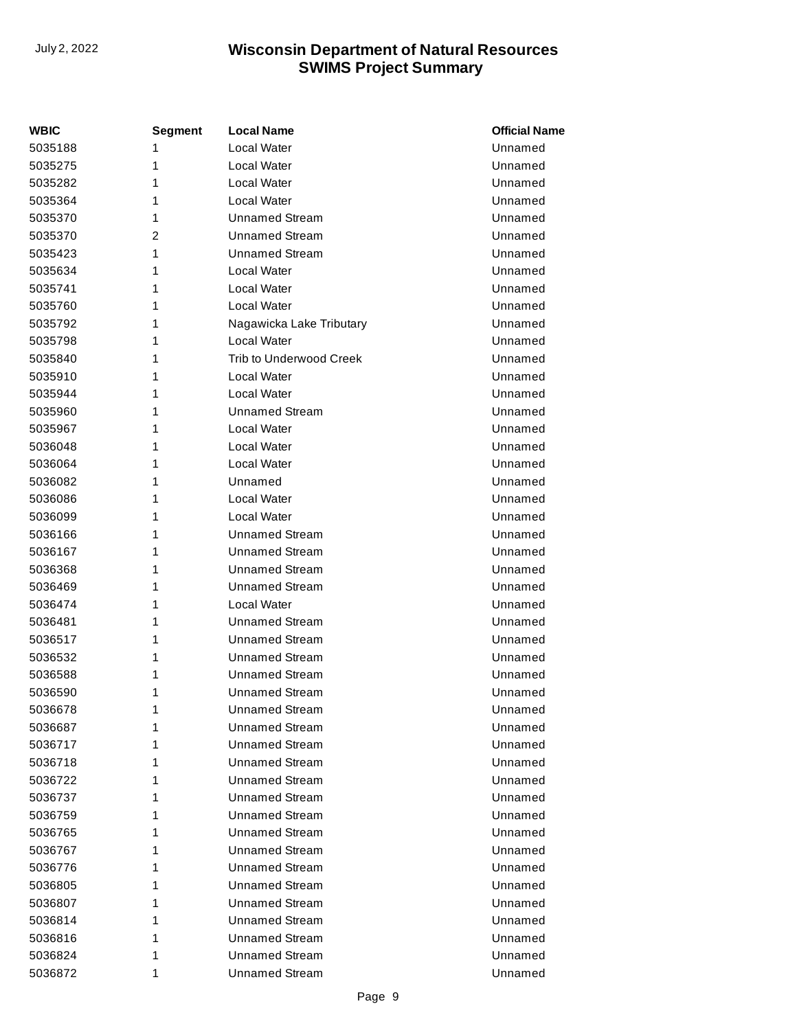| WBIC | Segment | Local Name | Official Name |
|---|---|---|---|
| 5035188 | 1 | Local Water | Unnamed |
| 5035275 | 1 | Local Water | Unnamed |
| 5035282 | 1 | Local Water | Unnamed |
| 5035364 | 1 | Local Water | Unnamed |
| 5035370 | 1 | Unnamed Stream | Unnamed |
| 5035370 | 2 | Unnamed Stream | Unnamed |
| 5035423 | 1 | Unnamed Stream | Unnamed |
| 5035634 | 1 | Local Water | Unnamed |
| 5035741 | 1 | Local Water | Unnamed |
| 5035760 | 1 | Local Water | Unnamed |
| 5035792 | 1 | Nagawicka Lake Tributary | Unnamed |
| 5035798 | 1 | Local Water | Unnamed |
| 5035840 | 1 | Trib to Underwood Creek | Unnamed |
| 5035910 | 1 | Local Water | Unnamed |
| 5035944 | 1 | Local Water | Unnamed |
| 5035960 | 1 | Unnamed Stream | Unnamed |
| 5035967 | 1 | Local Water | Unnamed |
| 5036048 | 1 | Local Water | Unnamed |
| 5036064 | 1 | Local Water | Unnamed |
| 5036082 | 1 | Unnamed | Unnamed |
| 5036086 | 1 | Local Water | Unnamed |
| 5036099 | 1 | Local Water | Unnamed |
| 5036166 | 1 | Unnamed Stream | Unnamed |
| 5036167 | 1 | Unnamed Stream | Unnamed |
| 5036368 | 1 | Unnamed Stream | Unnamed |
| 5036469 | 1 | Unnamed Stream | Unnamed |
| 5036474 | 1 | Local Water | Unnamed |
| 5036481 | 1 | Unnamed Stream | Unnamed |
| 5036517 | 1 | Unnamed Stream | Unnamed |
| 5036532 | 1 | Unnamed Stream | Unnamed |
| 5036588 | 1 | Unnamed Stream | Unnamed |
| 5036590 | 1 | Unnamed Stream | Unnamed |
| 5036678 | 1 | Unnamed Stream | Unnamed |
| 5036687 | 1 | Unnamed Stream | Unnamed |
| 5036717 | 1 | Unnamed Stream | Unnamed |
| 5036718 | 1 | Unnamed Stream | Unnamed |
| 5036722 | 1 | Unnamed Stream | Unnamed |
| 5036737 | 1 | Unnamed Stream | Unnamed |
| 5036759 | 1 | Unnamed Stream | Unnamed |
| 5036765 | 1 | Unnamed Stream | Unnamed |
| 5036767 | 1 | Unnamed Stream | Unnamed |
| 5036776 | 1 | Unnamed Stream | Unnamed |
| 5036805 | 1 | Unnamed Stream | Unnamed |
| 5036807 | 1 | Unnamed Stream | Unnamed |
| 5036814 | 1 | Unnamed Stream | Unnamed |
| 5036816 | 1 | Unnamed Stream | Unnamed |
| 5036824 | 1 | Unnamed Stream | Unnamed |
| 5036872 | 1 | Unnamed Stream | Unnamed |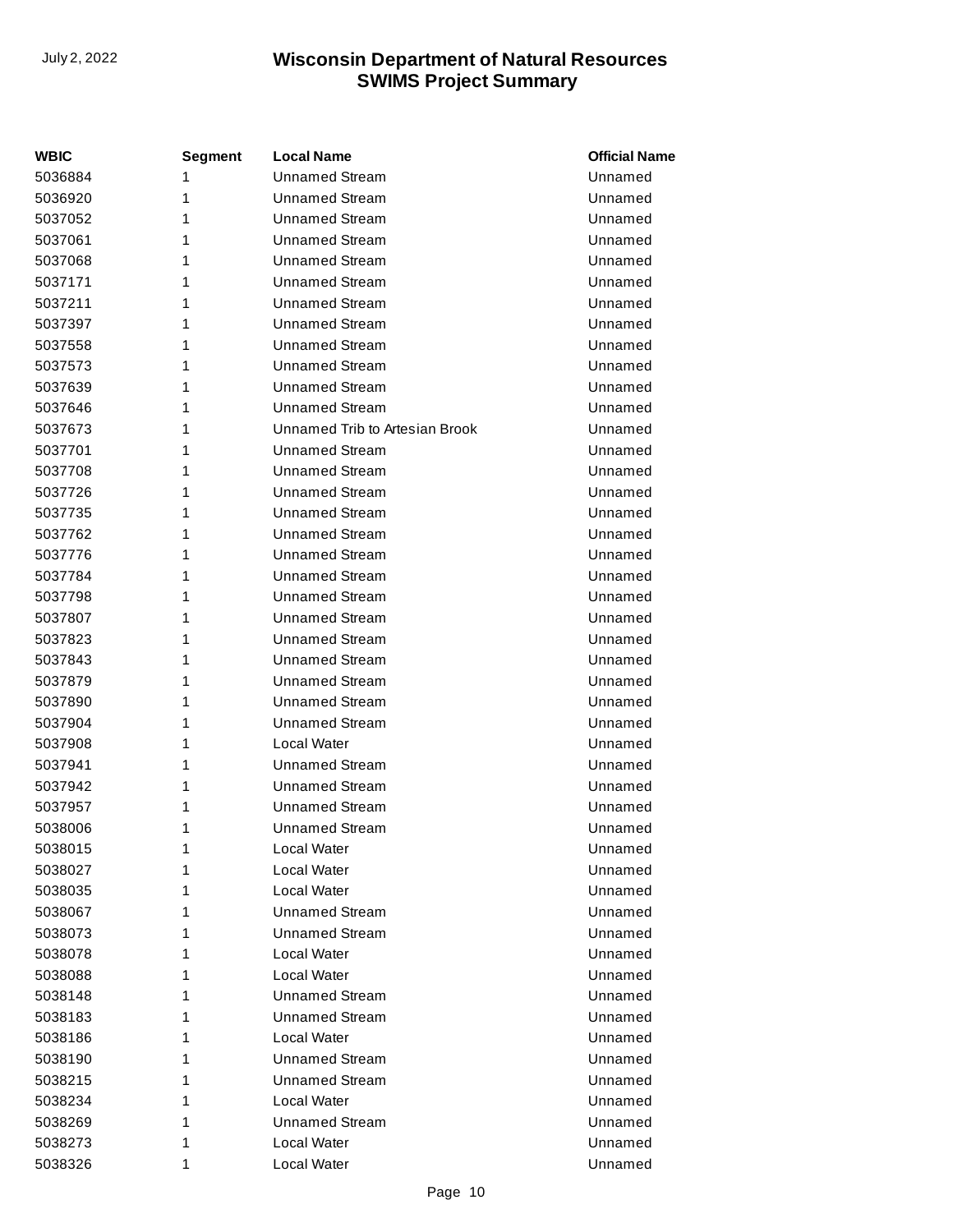| WBIC | Segment | Local Name | Official Name |
|---|---|---|---|
| 5036884 | 1 | Unnamed Stream | Unnamed |
| 5036920 | 1 | Unnamed Stream | Unnamed |
| 5037052 | 1 | Unnamed Stream | Unnamed |
| 5037061 | 1 | Unnamed Stream | Unnamed |
| 5037068 | 1 | Unnamed Stream | Unnamed |
| 5037171 | 1 | Unnamed Stream | Unnamed |
| 5037211 | 1 | Unnamed Stream | Unnamed |
| 5037397 | 1 | Unnamed Stream | Unnamed |
| 5037558 | 1 | Unnamed Stream | Unnamed |
| 5037573 | 1 | Unnamed Stream | Unnamed |
| 5037639 | 1 | Unnamed Stream | Unnamed |
| 5037646 | 1 | Unnamed Stream | Unnamed |
| 5037673 | 1 | Unnamed Trib to Artesian Brook | Unnamed |
| 5037701 | 1 | Unnamed Stream | Unnamed |
| 5037708 | 1 | Unnamed Stream | Unnamed |
| 5037726 | 1 | Unnamed Stream | Unnamed |
| 5037735 | 1 | Unnamed Stream | Unnamed |
| 5037762 | 1 | Unnamed Stream | Unnamed |
| 5037776 | 1 | Unnamed Stream | Unnamed |
| 5037784 | 1 | Unnamed Stream | Unnamed |
| 5037798 | 1 | Unnamed Stream | Unnamed |
| 5037807 | 1 | Unnamed Stream | Unnamed |
| 5037823 | 1 | Unnamed Stream | Unnamed |
| 5037843 | 1 | Unnamed Stream | Unnamed |
| 5037879 | 1 | Unnamed Stream | Unnamed |
| 5037890 | 1 | Unnamed Stream | Unnamed |
| 5037904 | 1 | Unnamed Stream | Unnamed |
| 5037908 | 1 | Local Water | Unnamed |
| 5037941 | 1 | Unnamed Stream | Unnamed |
| 5037942 | 1 | Unnamed Stream | Unnamed |
| 5037957 | 1 | Unnamed Stream | Unnamed |
| 5038006 | 1 | Unnamed Stream | Unnamed |
| 5038015 | 1 | Local Water | Unnamed |
| 5038027 | 1 | Local Water | Unnamed |
| 5038035 | 1 | Local Water | Unnamed |
| 5038067 | 1 | Unnamed Stream | Unnamed |
| 5038073 | 1 | Unnamed Stream | Unnamed |
| 5038078 | 1 | Local Water | Unnamed |
| 5038088 | 1 | Local Water | Unnamed |
| 5038148 | 1 | Unnamed Stream | Unnamed |
| 5038183 | 1 | Unnamed Stream | Unnamed |
| 5038186 | 1 | Local Water | Unnamed |
| 5038190 | 1 | Unnamed Stream | Unnamed |
| 5038215 | 1 | Unnamed Stream | Unnamed |
| 5038234 | 1 | Local Water | Unnamed |
| 5038269 | 1 | Unnamed Stream | Unnamed |
| 5038273 | 1 | Local Water | Unnamed |
| 5038326 | 1 | Local Water | Unnamed |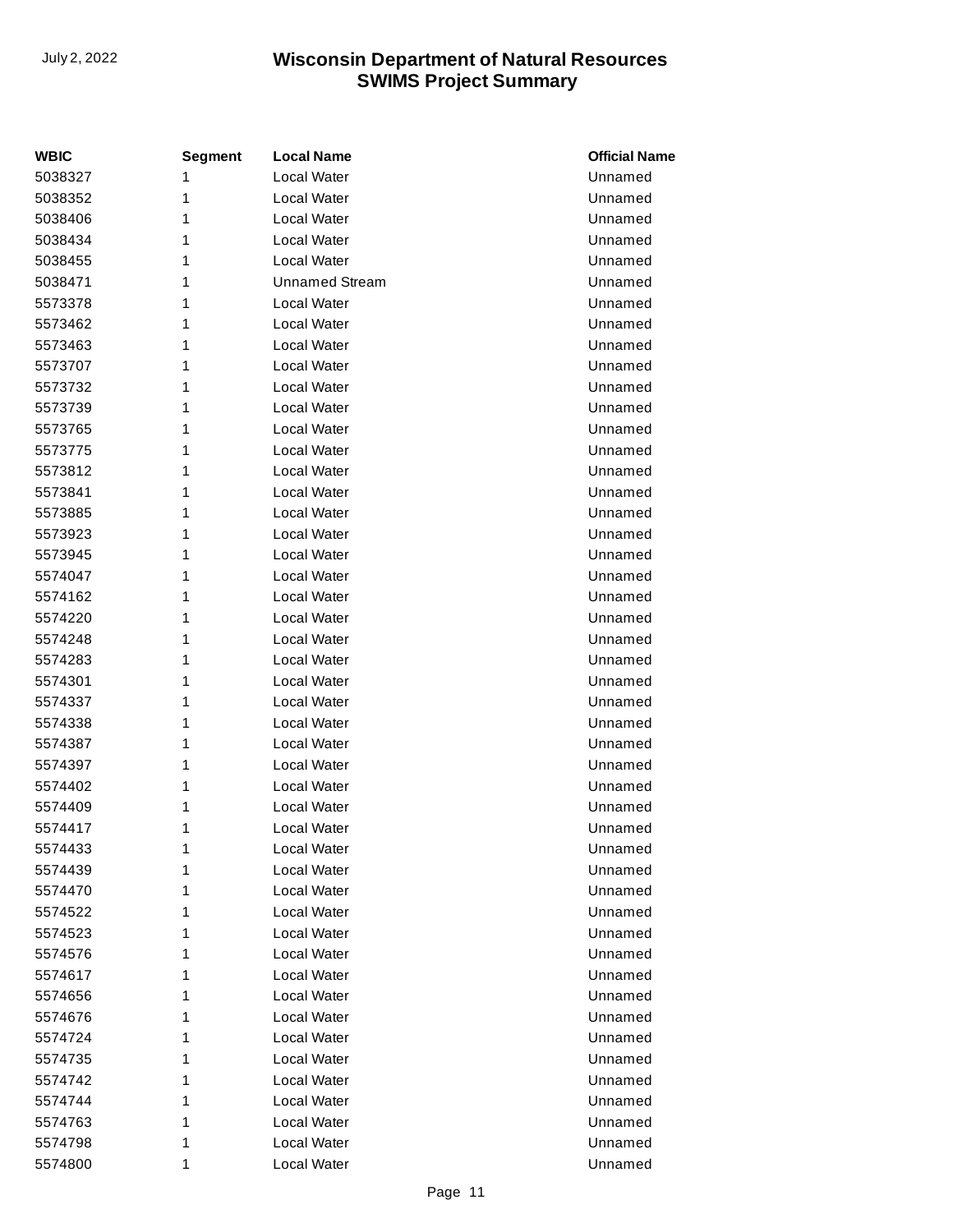| WBIC | Segment | Local Name | Official Name |
|---|---|---|---|
| 5038327 | 1 | Local Water | Unnamed |
| 5038352 | 1 | Local Water | Unnamed |
| 5038406 | 1 | Local Water | Unnamed |
| 5038434 | 1 | Local Water | Unnamed |
| 5038455 | 1 | Local Water | Unnamed |
| 5038471 | 1 | Unnamed Stream | Unnamed |
| 5573378 | 1 | Local Water | Unnamed |
| 5573462 | 1 | Local Water | Unnamed |
| 5573463 | 1 | Local Water | Unnamed |
| 5573707 | 1 | Local Water | Unnamed |
| 5573732 | 1 | Local Water | Unnamed |
| 5573739 | 1 | Local Water | Unnamed |
| 5573765 | 1 | Local Water | Unnamed |
| 5573775 | 1 | Local Water | Unnamed |
| 5573812 | 1 | Local Water | Unnamed |
| 5573841 | 1 | Local Water | Unnamed |
| 5573885 | 1 | Local Water | Unnamed |
| 5573923 | 1 | Local Water | Unnamed |
| 5573945 | 1 | Local Water | Unnamed |
| 5574047 | 1 | Local Water | Unnamed |
| 5574162 | 1 | Local Water | Unnamed |
| 5574220 | 1 | Local Water | Unnamed |
| 5574248 | 1 | Local Water | Unnamed |
| 5574283 | 1 | Local Water | Unnamed |
| 5574301 | 1 | Local Water | Unnamed |
| 5574337 | 1 | Local Water | Unnamed |
| 5574338 | 1 | Local Water | Unnamed |
| 5574387 | 1 | Local Water | Unnamed |
| 5574397 | 1 | Local Water | Unnamed |
| 5574402 | 1 | Local Water | Unnamed |
| 5574409 | 1 | Local Water | Unnamed |
| 5574417 | 1 | Local Water | Unnamed |
| 5574433 | 1 | Local Water | Unnamed |
| 5574439 | 1 | Local Water | Unnamed |
| 5574470 | 1 | Local Water | Unnamed |
| 5574522 | 1 | Local Water | Unnamed |
| 5574523 | 1 | Local Water | Unnamed |
| 5574576 | 1 | Local Water | Unnamed |
| 5574617 | 1 | Local Water | Unnamed |
| 5574656 | 1 | Local Water | Unnamed |
| 5574676 | 1 | Local Water | Unnamed |
| 5574724 | 1 | Local Water | Unnamed |
| 5574735 | 1 | Local Water | Unnamed |
| 5574742 | 1 | Local Water | Unnamed |
| 5574744 | 1 | Local Water | Unnamed |
| 5574763 | 1 | Local Water | Unnamed |
| 5574798 | 1 | Local Water | Unnamed |
| 5574800 | 1 | Local Water | Unnamed |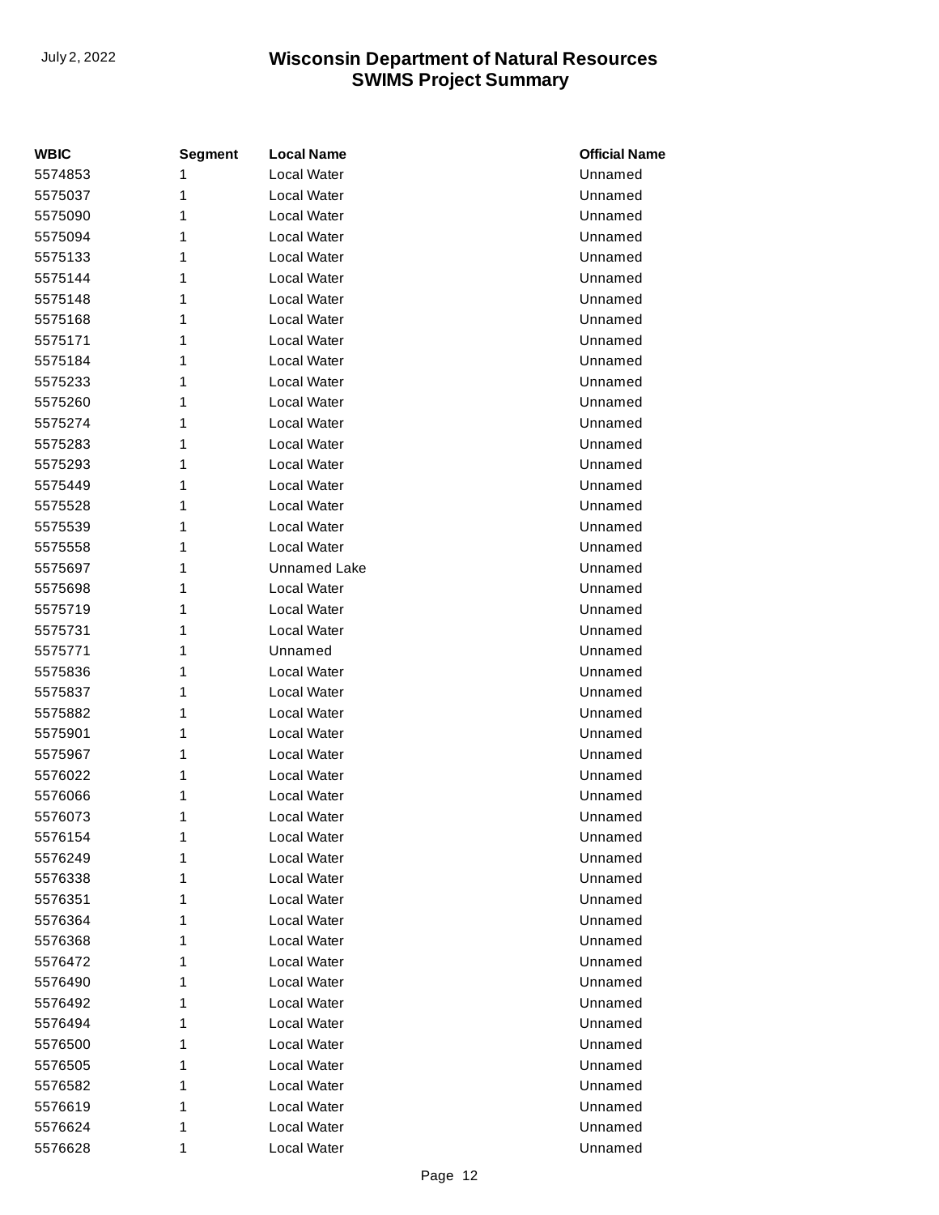| WBIC | Segment | Local Name | Official Name |
| --- | --- | --- | --- |
| 5574853 | 1 | Local Water | Unnamed |
| 5575037 | 1 | Local Water | Unnamed |
| 5575090 | 1 | Local Water | Unnamed |
| 5575094 | 1 | Local Water | Unnamed |
| 5575133 | 1 | Local Water | Unnamed |
| 5575144 | 1 | Local Water | Unnamed |
| 5575148 | 1 | Local Water | Unnamed |
| 5575168 | 1 | Local Water | Unnamed |
| 5575171 | 1 | Local Water | Unnamed |
| 5575184 | 1 | Local Water | Unnamed |
| 5575233 | 1 | Local Water | Unnamed |
| 5575260 | 1 | Local Water | Unnamed |
| 5575274 | 1 | Local Water | Unnamed |
| 5575283 | 1 | Local Water | Unnamed |
| 5575293 | 1 | Local Water | Unnamed |
| 5575449 | 1 | Local Water | Unnamed |
| 5575528 | 1 | Local Water | Unnamed |
| 5575539 | 1 | Local Water | Unnamed |
| 5575558 | 1 | Local Water | Unnamed |
| 5575697 | 1 | Unnamed Lake | Unnamed |
| 5575698 | 1 | Local Water | Unnamed |
| 5575719 | 1 | Local Water | Unnamed |
| 5575731 | 1 | Local Water | Unnamed |
| 5575771 | 1 | Unnamed | Unnamed |
| 5575836 | 1 | Local Water | Unnamed |
| 5575837 | 1 | Local Water | Unnamed |
| 5575882 | 1 | Local Water | Unnamed |
| 5575901 | 1 | Local Water | Unnamed |
| 5575967 | 1 | Local Water | Unnamed |
| 5576022 | 1 | Local Water | Unnamed |
| 5576066 | 1 | Local Water | Unnamed |
| 5576073 | 1 | Local Water | Unnamed |
| 5576154 | 1 | Local Water | Unnamed |
| 5576249 | 1 | Local Water | Unnamed |
| 5576338 | 1 | Local Water | Unnamed |
| 5576351 | 1 | Local Water | Unnamed |
| 5576364 | 1 | Local Water | Unnamed |
| 5576368 | 1 | Local Water | Unnamed |
| 5576472 | 1 | Local Water | Unnamed |
| 5576490 | 1 | Local Water | Unnamed |
| 5576492 | 1 | Local Water | Unnamed |
| 5576494 | 1 | Local Water | Unnamed |
| 5576500 | 1 | Local Water | Unnamed |
| 5576505 | 1 | Local Water | Unnamed |
| 5576582 | 1 | Local Water | Unnamed |
| 5576619 | 1 | Local Water | Unnamed |
| 5576624 | 1 | Local Water | Unnamed |
| 5576628 | 1 | Local Water | Unnamed |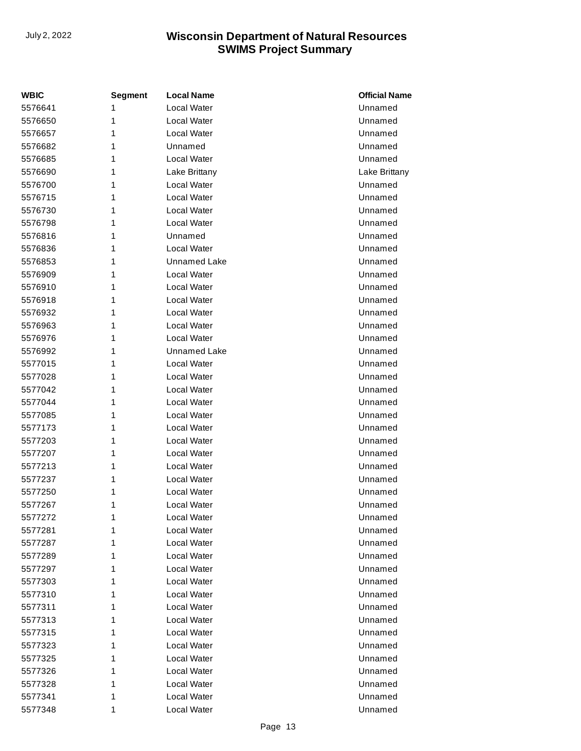| WBIC | Segment | Local Name | Official Name |
|---|---|---|---|
| 5576641 | 1 | Local Water | Unnamed |
| 5576650 | 1 | Local Water | Unnamed |
| 5576657 | 1 | Local Water | Unnamed |
| 5576682 | 1 | Unnamed | Unnamed |
| 5576685 | 1 | Local Water | Unnamed |
| 5576690 | 1 | Lake Brittany | Lake Brittany |
| 5576700 | 1 | Local Water | Unnamed |
| 5576715 | 1 | Local Water | Unnamed |
| 5576730 | 1 | Local Water | Unnamed |
| 5576798 | 1 | Local Water | Unnamed |
| 5576816 | 1 | Unnamed | Unnamed |
| 5576836 | 1 | Local Water | Unnamed |
| 5576853 | 1 | Unnamed Lake | Unnamed |
| 5576909 | 1 | Local Water | Unnamed |
| 5576910 | 1 | Local Water | Unnamed |
| 5576918 | 1 | Local Water | Unnamed |
| 5576932 | 1 | Local Water | Unnamed |
| 5576963 | 1 | Local Water | Unnamed |
| 5576976 | 1 | Local Water | Unnamed |
| 5576992 | 1 | Unnamed Lake | Unnamed |
| 5577015 | 1 | Local Water | Unnamed |
| 5577028 | 1 | Local Water | Unnamed |
| 5577042 | 1 | Local Water | Unnamed |
| 5577044 | 1 | Local Water | Unnamed |
| 5577085 | 1 | Local Water | Unnamed |
| 5577173 | 1 | Local Water | Unnamed |
| 5577203 | 1 | Local Water | Unnamed |
| 5577207 | 1 | Local Water | Unnamed |
| 5577213 | 1 | Local Water | Unnamed |
| 5577237 | 1 | Local Water | Unnamed |
| 5577250 | 1 | Local Water | Unnamed |
| 5577267 | 1 | Local Water | Unnamed |
| 5577272 | 1 | Local Water | Unnamed |
| 5577281 | 1 | Local Water | Unnamed |
| 5577287 | 1 | Local Water | Unnamed |
| 5577289 | 1 | Local Water | Unnamed |
| 5577297 | 1 | Local Water | Unnamed |
| 5577303 | 1 | Local Water | Unnamed |
| 5577310 | 1 | Local Water | Unnamed |
| 5577311 | 1 | Local Water | Unnamed |
| 5577313 | 1 | Local Water | Unnamed |
| 5577315 | 1 | Local Water | Unnamed |
| 5577323 | 1 | Local Water | Unnamed |
| 5577325 | 1 | Local Water | Unnamed |
| 5577326 | 1 | Local Water | Unnamed |
| 5577328 | 1 | Local Water | Unnamed |
| 5577341 | 1 | Local Water | Unnamed |
| 5577348 | 1 | Local Water | Unnamed |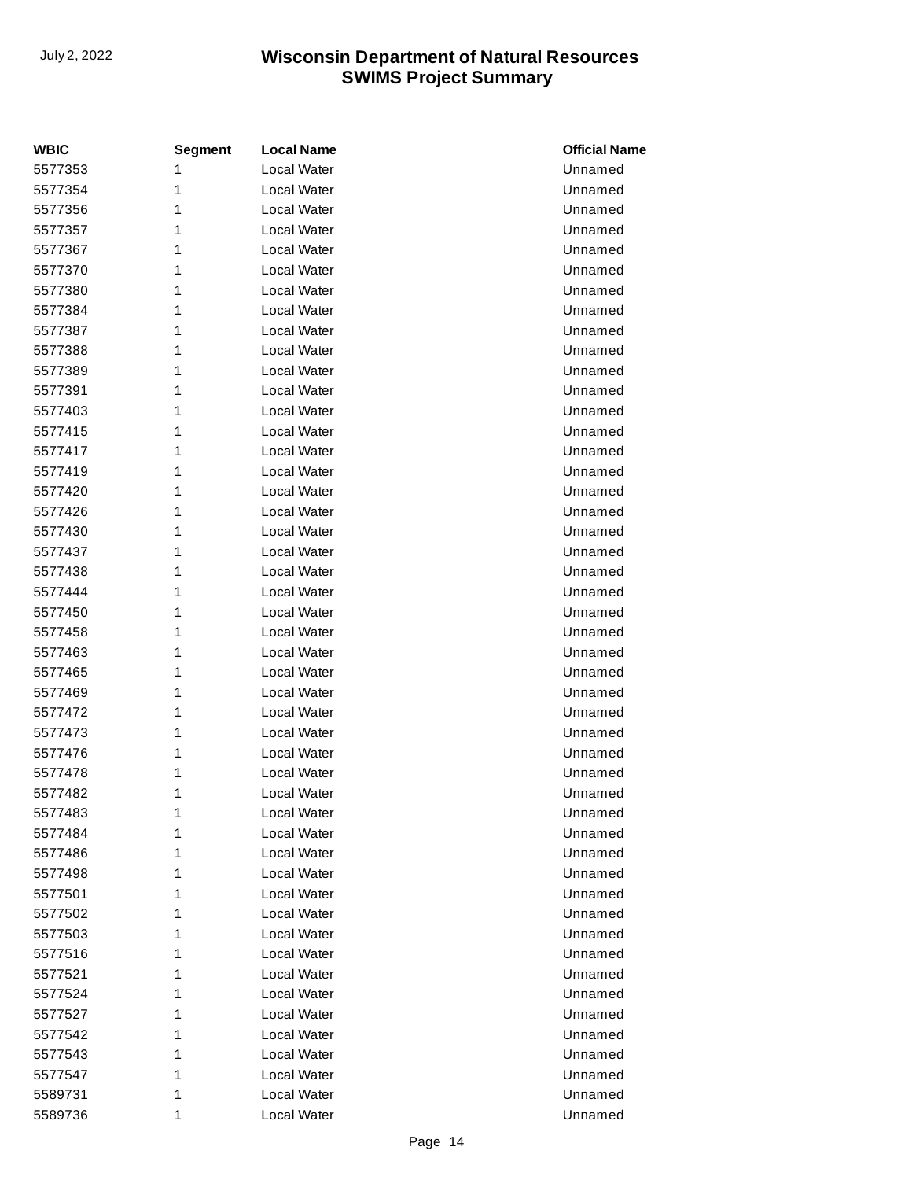| WBIC | Segment | Local Name | Official Name |
|---|---|---|---|
| 5577353 | 1 | Local Water | Unnamed |
| 5577354 | 1 | Local Water | Unnamed |
| 5577356 | 1 | Local Water | Unnamed |
| 5577357 | 1 | Local Water | Unnamed |
| 5577367 | 1 | Local Water | Unnamed |
| 5577370 | 1 | Local Water | Unnamed |
| 5577380 | 1 | Local Water | Unnamed |
| 5577384 | 1 | Local Water | Unnamed |
| 5577387 | 1 | Local Water | Unnamed |
| 5577388 | 1 | Local Water | Unnamed |
| 5577389 | 1 | Local Water | Unnamed |
| 5577391 | 1 | Local Water | Unnamed |
| 5577403 | 1 | Local Water | Unnamed |
| 5577415 | 1 | Local Water | Unnamed |
| 5577417 | 1 | Local Water | Unnamed |
| 5577419 | 1 | Local Water | Unnamed |
| 5577420 | 1 | Local Water | Unnamed |
| 5577426 | 1 | Local Water | Unnamed |
| 5577430 | 1 | Local Water | Unnamed |
| 5577437 | 1 | Local Water | Unnamed |
| 5577438 | 1 | Local Water | Unnamed |
| 5577444 | 1 | Local Water | Unnamed |
| 5577450 | 1 | Local Water | Unnamed |
| 5577458 | 1 | Local Water | Unnamed |
| 5577463 | 1 | Local Water | Unnamed |
| 5577465 | 1 | Local Water | Unnamed |
| 5577469 | 1 | Local Water | Unnamed |
| 5577472 | 1 | Local Water | Unnamed |
| 5577473 | 1 | Local Water | Unnamed |
| 5577476 | 1 | Local Water | Unnamed |
| 5577478 | 1 | Local Water | Unnamed |
| 5577482 | 1 | Local Water | Unnamed |
| 5577483 | 1 | Local Water | Unnamed |
| 5577484 | 1 | Local Water | Unnamed |
| 5577486 | 1 | Local Water | Unnamed |
| 5577498 | 1 | Local Water | Unnamed |
| 5577501 | 1 | Local Water | Unnamed |
| 5577502 | 1 | Local Water | Unnamed |
| 5577503 | 1 | Local Water | Unnamed |
| 5577516 | 1 | Local Water | Unnamed |
| 5577521 | 1 | Local Water | Unnamed |
| 5577524 | 1 | Local Water | Unnamed |
| 5577527 | 1 | Local Water | Unnamed |
| 5577542 | 1 | Local Water | Unnamed |
| 5577543 | 1 | Local Water | Unnamed |
| 5577547 | 1 | Local Water | Unnamed |
| 5589731 | 1 | Local Water | Unnamed |
| 5589736 | 1 | Local Water | Unnamed |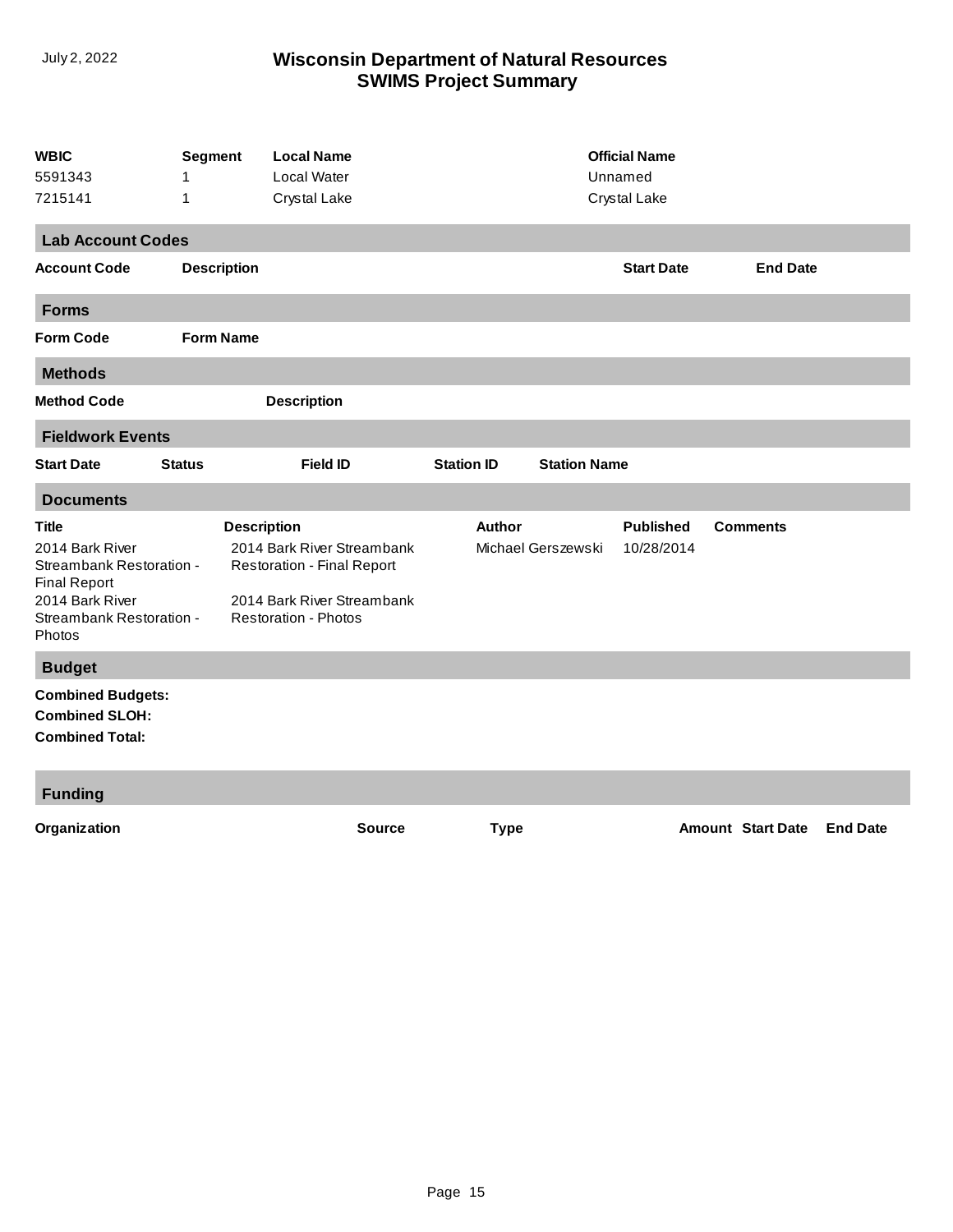July 2, 2022

# Wisconsin Department of Natural Resources
## SWIMS Project Summary

| WBIC | Segment | Local Name | Official Name |
|---|---|---|---|
| 5591343 | 1 | Local Water | Unnamed |
| 7215141 | 1 | Crystal Lake | Crystal Lake |

### Lab Account Codes

| Account Code | Description | Start Date | End Date |
|---|---|---|---|

### Forms

| Form Code | Form Name |
|---|---|

### Methods

| Method Code | Description |
|---|---|

### Fieldwork Events

| Start Date | Status | Field ID | Station ID | Station Name |
|---|---|---|---|---|

### Documents

| Title | Description | Author | Published | Comments |
|---|---|---|---|---|
| 2014 Bark River Streambank Restoration - Final Report | 2014 Bark River Streambank Restoration - Final Report | Michael Gerszewski | 10/28/2014 | |
| 2014 Bark River Streambank Restoration - Photos | 2014 Bark River Streambank Restoration - Photos | | | |

### Budget

**Combined Budgets:**

**Combined SLOH:**

**Combined Total:**

### Funding

| Organization | Source | Type | Amount | Start Date | End Date |
|---|---|---|---|---|---|